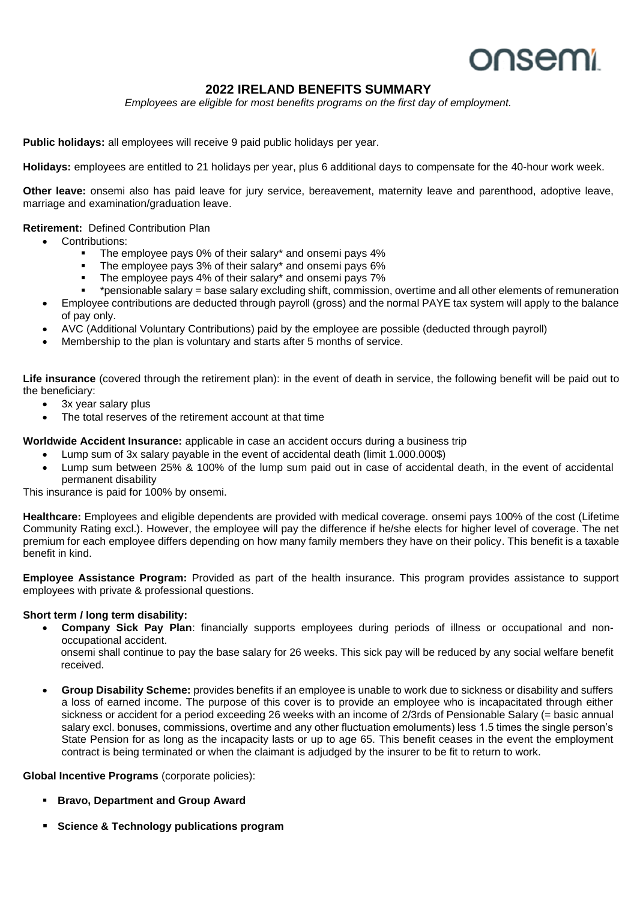onsemi

# 2022 IRELAND BENEFITS SUMMARY

*Employees are eligible for most benefits programs on the first day of employment.*

**Public holidays:** all employees will receive 9 paid public holidays per year.

**Holidays:** employees are entitled to 21 holidays per year, plus 6 additional days to compensate for the 40-hour work week.

**Other leave:** onsemi also has paid leave for jury service, bereavement, maternity leave and parenthood, adoptive leave, marriage and examination/graduation leave.

**Retirement:** Defined Contribution Plan

- Contributions:
  - The employee pays 0% of their salary* and onsemi pays 4%
  - The employee pays 3% of their salary* and onsemi pays 6%
  - The employee pays 4% of their salary* and onsemi pays 7%
  - *pensionable salary = base salary excluding shift, commission, overtime and all other elements of remuneration
- Employee contributions are deducted through payroll (gross) and the normal PAYE tax system will apply to the balance of pay only.
- AVC (Additional Voluntary Contributions) paid by the employee are possible (deducted through payroll)
- Membership to the plan is voluntary and starts after 5 months of service.

**Life insurance** (covered through the retirement plan): in the event of death in service, the following benefit will be paid out to the beneficiary:

- 3x year salary plus
- The total reserves of the retirement account at that time

**Worldwide Accident Insurance:** applicable in case an accident occurs during a business trip

- Lump sum of 3x salary payable in the event of accidental death (limit 1.000.000$)
- Lump sum between 25% & 100% of the lump sum paid out in case of accidental death, in the event of accidental permanent disability

This insurance is paid for 100% by onsemi.

**Healthcare:** Employees and eligible dependents are provided with medical coverage. onsemi pays 100% of the cost (Lifetime Community Rating excl.). However, the employee will pay the difference if he/she elects for higher level of coverage. The net premium for each employee differs depending on how many family members they have on their policy. This benefit is a taxable benefit in kind.

**Employee Assistance Program:** Provided as part of the health insurance. This program provides assistance to support employees with private & professional questions.

**Short term / long term disability:**

- **Company Sick Pay Plan**: financially supports employees during periods of illness or occupational and non-occupational accident.
  onsemi shall continue to pay the base salary for 26 weeks. This sick pay will be reduced by any social welfare benefit received.

- **Group Disability Scheme:** provides benefits if an employee is unable to work due to sickness or disability and suffers a loss of earned income. The purpose of this cover is to provide an employee who is incapacitated through either sickness or accident for a period exceeding 26 weeks with an income of 2/3rds of Pensionable Salary (= basic annual salary excl. bonuses, commissions, overtime and any other fluctuation emoluments) less 1.5 times the single person's State Pension for as long as the incapacity lasts or up to age 65. This benefit ceases in the event the employment contract is being terminated or when the claimant is adjudged by the insurer to be fit to return to work.

**Global Incentive Programs** (corporate policies):

- **Bravo, Department and Group Award**
- **Science & Technology publications program**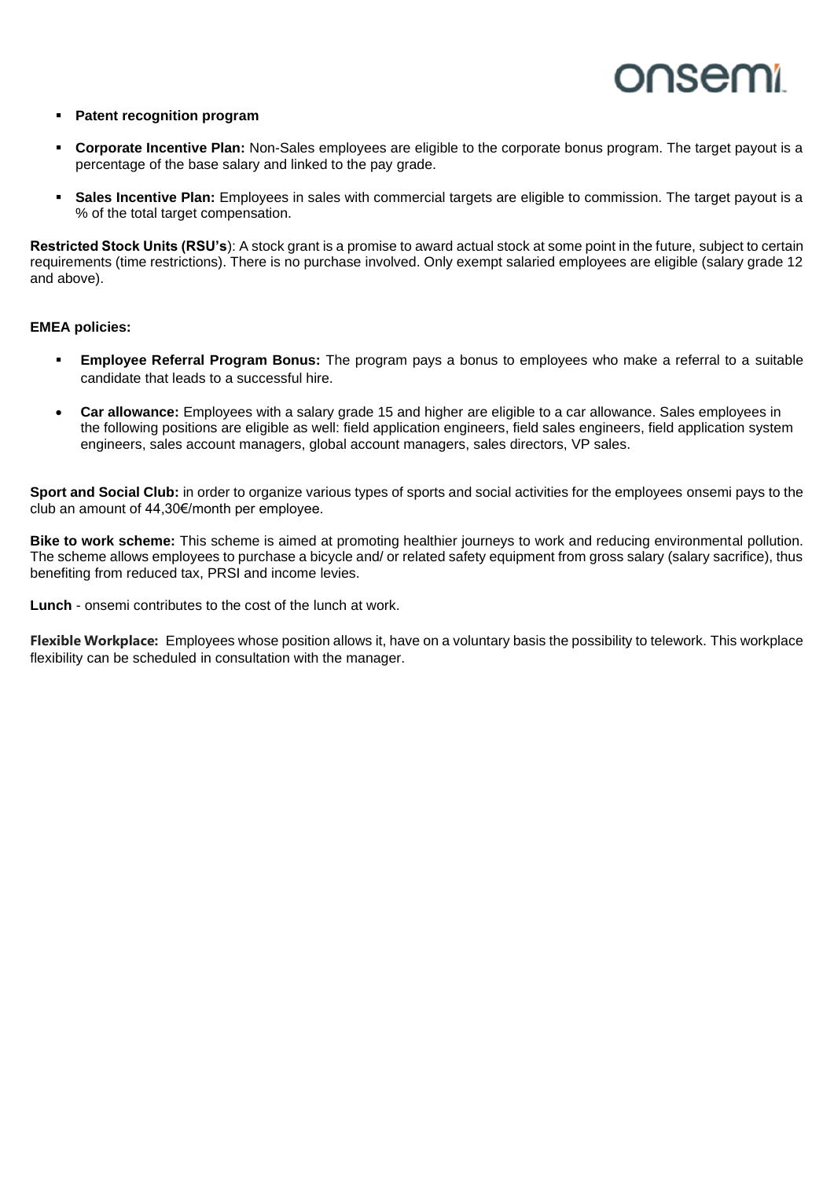- **Patent recognition program**
- **Corporate Incentive Plan:** Non-Sales employees are eligible to the corporate bonus program. The target payout is a percentage of the base salary and linked to the pay grade.
- **Sales Incentive Plan:** Employees in sales with commercial targets are eligible to commission. The target payout is a % of the total target compensation.

**Restricted Stock Units (RSU's)**: A stock grant is a promise to award actual stock at some point in the future, subject to certain requirements (time restrictions). There is no purchase involved. Only exempt salaried employees are eligible (salary grade 12 and above).

**EMEA policies:**

- **Employee Referral Program Bonus:** The program pays a bonus to employees who make a referral to a suitable candidate that leads to a successful hire.
- **Car allowance:** Employees with a salary grade 15 and higher are eligible to a car allowance. Sales employees in the following positions are eligible as well: field application engineers, field sales engineers, field application system engineers, sales account managers, global account managers, sales directors, VP sales.

**Sport and Social Club:** in order to organize various types of sports and social activities for the employees onsemi pays to the club an amount of 44,30€/month per employee.

**Bike to work scheme:** This scheme is aimed at promoting healthier journeys to work and reducing environmental pollution. The scheme allows employees to purchase a bicycle and/ or related safety equipment from gross salary (salary sacrifice), thus benefiting from reduced tax, PRSI and income levies.

**Lunch** - onsemi contributes to the cost of the lunch at work.

**Flexible Workplace:** Employees whose position allows it, have on a voluntary basis the possibility to telework. This workplace flexibility can be scheduled in consultation with the manager.